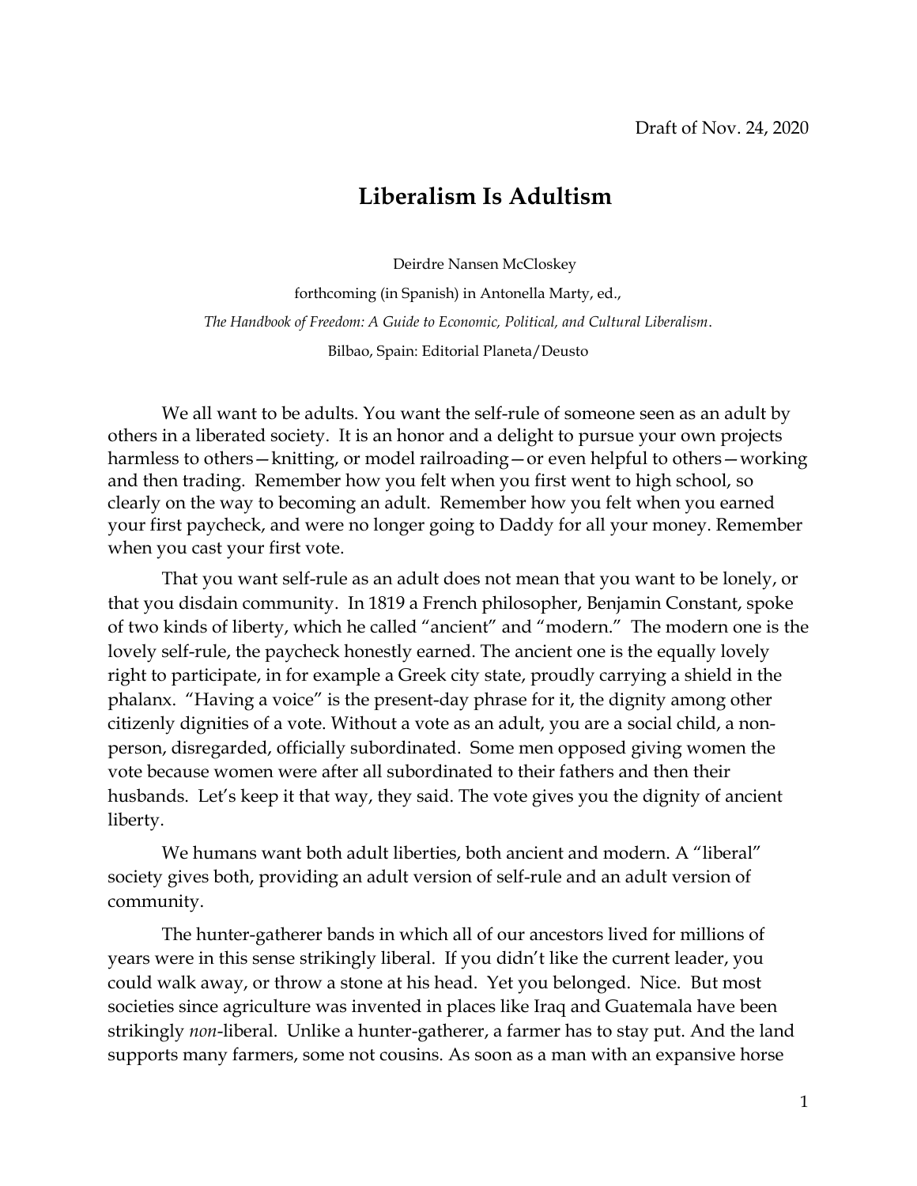Draft of Nov. 24, 2020

# Liberalism Is Adultism

Deirdre Nansen McCloskey

forthcoming (in Spanish) in Antonella Marty, ed.,

*The Handbook of Freedom: A Guide to Economic, Political, and Cultural Liberalism*.

Bilbao, Spain: Editorial Planeta/Deusto

We all want to be adults. You want the self-rule of someone seen as an adult by others in a liberated society. It is an honor and a delight to pursue your own projects harmless to others—knitting, or model railroading—or even helpful to others—working and then trading. Remember how you felt when you first went to high school, so clearly on the way to becoming an adult. Remember how you felt when you earned your first paycheck, and were no longer going to Daddy for all your money. Remember when you cast your first vote.

That you want self-rule as an adult does not mean that you want to be lonely, or that you disdain community. In 1819 a French philosopher, Benjamin Constant, spoke of two kinds of liberty, which he called "ancient" and "modern." The modern one is the lovely self-rule, the paycheck honestly earned. The ancient one is the equally lovely right to participate, in for example a Greek city state, proudly carrying a shield in the phalanx. "Having a voice" is the present-day phrase for it, the dignity among other citizenly dignities of a vote. Without a vote as an adult, you are a social child, a non-person, disregarded, officially subordinated. Some men opposed giving women the vote because women were after all subordinated to their fathers and then their husbands. Let's keep it that way, they said. The vote gives you the dignity of ancient liberty.

We humans want both adult liberties, both ancient and modern. A "liberal" society gives both, providing an adult version of self-rule and an adult version of community.

The hunter-gatherer bands in which all of our ancestors lived for millions of years were in this sense strikingly liberal. If you didn't like the current leader, you could walk away, or throw a stone at his head. Yet you belonged. Nice. But most societies since agriculture was invented in places like Iraq and Guatemala have been strikingly *non*-liberal. Unlike a hunter-gatherer, a farmer has to stay put. And the land supports many farmers, some not cousins. As soon as a man with an expansive horse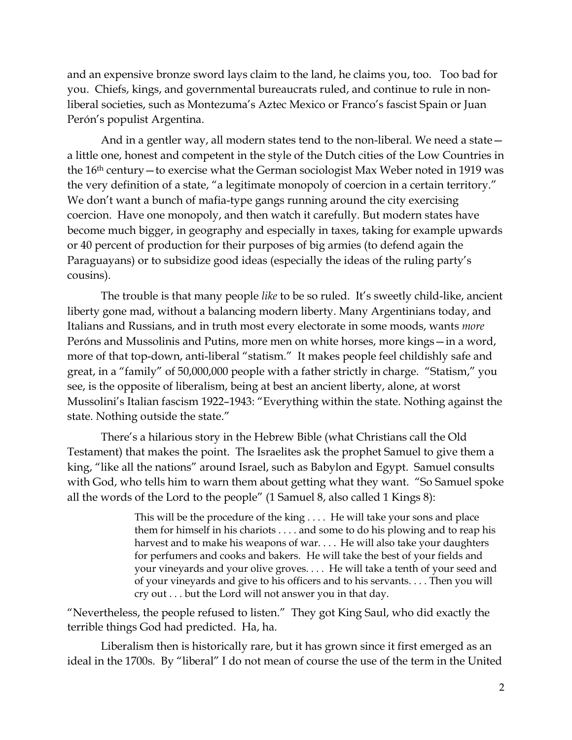and an expensive bronze sword lays claim to the land, he claims you, too. Too bad for you. Chiefs, kings, and governmental bureaucrats ruled, and continue to rule in non-liberal societies, such as Montezuma's Aztec Mexico or Franco's fascist Spain or Juan Perón's populist Argentina.

And in a gentler way, all modern states tend to the non-liberal. We need a state—a little one, honest and competent in the style of the Dutch cities of the Low Countries in the 16th century—to exercise what the German sociologist Max Weber noted in 1919 was the very definition of a state, "a legitimate monopoly of coercion in a certain territory." We don't want a bunch of mafia-type gangs running around the city exercising coercion. Have one monopoly, and then watch it carefully. But modern states have become much bigger, in geography and especially in taxes, taking for example upwards or 40 percent of production for their purposes of big armies (to defend again the Paraguayans) or to subsidize good ideas (especially the ideas of the ruling party's cousins).

The trouble is that many people *like* to be so ruled. It's sweetly child-like, ancient liberty gone mad, without a balancing modern liberty. Many Argentinians today, and Italians and Russians, and in truth most every electorate in some moods, wants *more* Peróns and Mussolinis and Putins, more men on white horses, more kings—in a word, more of that top-down, anti-liberal "statism." It makes people feel childishly safe and great, in a "family" of 50,000,000 people with a father strictly in charge. "Statism," you see, is the opposite of liberalism, being at best an ancient liberty, alone, at worst Mussolini's Italian fascism 1922–1943: "Everything within the state. Nothing against the state. Nothing outside the state."

There's a hilarious story in the Hebrew Bible (what Christians call the Old Testament) that makes the point. The Israelites ask the prophet Samuel to give them a king, "like all the nations" around Israel, such as Babylon and Egypt. Samuel consults with God, who tells him to warn them about getting what they want. "So Samuel spoke all the words of the Lord to the people" (1 Samuel 8, also called 1 Kings 8):

> This will be the procedure of the king . . . . He will take your sons and place them for himself in his chariots . . . . and some to do his plowing and to reap his harvest and to make his weapons of war. . . . He will also take your daughters for perfumers and cooks and bakers. He will take the best of your fields and your vineyards and your olive groves. . . . He will take a tenth of your seed and of your vineyards and give to his officers and to his servants. . . . Then you will cry out . . . but the Lord will not answer you in that day.

"Nevertheless, the people refused to listen." They got King Saul, who did exactly the terrible things God had predicted. Ha, ha.

Liberalism then is historically rare, but it has grown since it first emerged as an ideal in the 1700s. By "liberal" I do not mean of course the use of the term in the United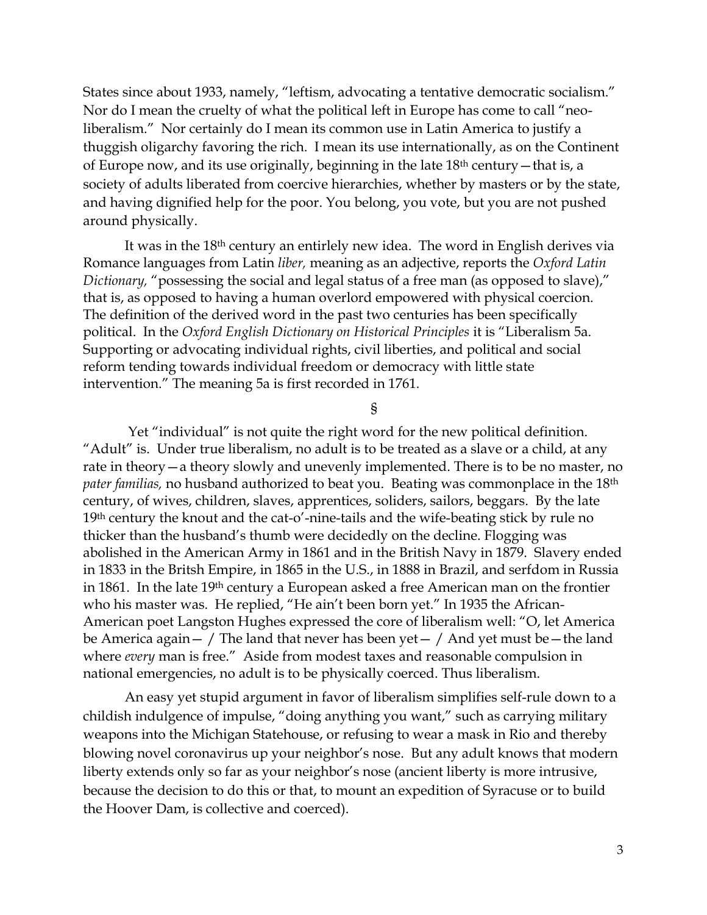States since about 1933, namely, "leftism, advocating a tentative democratic socialism." Nor do I mean the cruelty of what the political left in Europe has come to call "neo-liberalism." Nor certainly do I mean its common use in Latin America to justify a thuggish oligarchy favoring the rich. I mean its use internationally, as on the Continent of Europe now, and its use originally, beginning in the late 18th century—that is, a society of adults liberated from coercive hierarchies, whether by masters or by the state, and having dignified help for the poor. You belong, you vote, but you are not pushed around physically.

It was in the 18th century an entirlely new idea. The word in English derives via Romance languages from Latin *liber,* meaning as an adjective, reports the *Oxford Latin Dictionary,* "possessing the social and legal status of a free man (as opposed to slave)," that is, as opposed to having a human overlord empowered with physical coercion. The definition of the derived word in the past two centuries has been specifically political. In the *Oxford English Dictionary on Historical Principles* it is "Liberalism 5a. Supporting or advocating individual rights, civil liberties, and political and social reform tending towards individual freedom or democracy with little state intervention." The meaning 5a is first recorded in 1761.

§

Yet "individual" is not quite the right word for the new political definition. "Adult" is. Under true liberalism, no adult is to be treated as a slave or a child, at any rate in theory—a theory slowly and unevenly implemented. There is to be no master, no *pater familias,* no husband authorized to beat you. Beating was commonplace in the 18th century, of wives, children, slaves, apprentices, soliders, sailors, beggars. By the late 19th century the knout and the cat-o'-nine-tails and the wife-beating stick by rule no thicker than the husband's thumb were decidedly on the decline. Flogging was abolished in the American Army in 1861 and in the British Navy in 1879. Slavery ended in 1833 in the Britsh Empire, in 1865 in the U.S., in 1888 in Brazil, and serfdom in Russia in 1861. In the late 19th century a European asked a free American man on the frontier who his master was. He replied, "He ain't been born yet." In 1935 the African-American poet Langston Hughes expressed the core of liberalism well: "O, let America be America again— / The land that never has been yet— / And yet must be—the land where *every* man is free." Aside from modest taxes and reasonable compulsion in national emergencies, no adult is to be physically coerced. Thus liberalism.

An easy yet stupid argument in favor of liberalism simplifies self-rule down to a childish indulgence of impulse, "doing anything you want," such as carrying military weapons into the Michigan Statehouse, or refusing to wear a mask in Rio and thereby blowing novel coronavirus up your neighbor's nose. But any adult knows that modern liberty extends only so far as your neighbor's nose (ancient liberty is more intrusive, because the decision to do this or that, to mount an expedition of Syracuse or to build the Hoover Dam, is collective and coerced).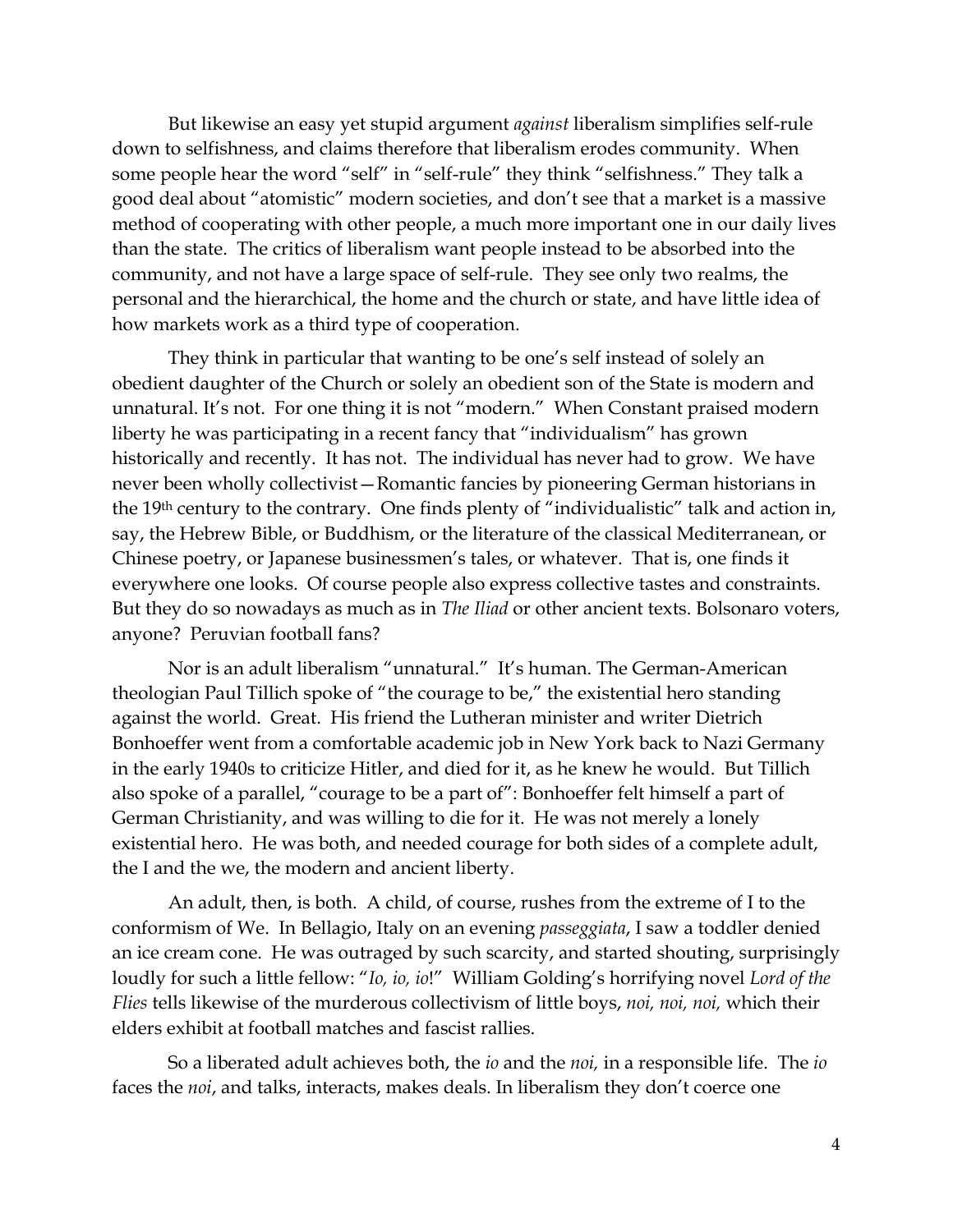But likewise an easy yet stupid argument *against* liberalism simplifies self-rule down to selfishness, and claims therefore that liberalism erodes community. When some people hear the word "self" in "self-rule" they think "selfishness." They talk a good deal about "atomistic" modern societies, and don't see that a market is a massive method of cooperating with other people, a much more important one in our daily lives than the state. The critics of liberalism want people instead to be absorbed into the community, and not have a large space of self-rule. They see only two realms, the personal and the hierarchical, the home and the church or state, and have little idea of how markets work as a third type of cooperation.

They think in particular that wanting to be one's self instead of solely an obedient daughter of the Church or solely an obedient son of the State is modern and unnatural. It's not. For one thing it is not "modern." When Constant praised modern liberty he was participating in a recent fancy that "individualism" has grown historically and recently. It has not. The individual has never had to grow. We have never been wholly collectivist—Romantic fancies by pioneering German historians in the 19th century to the contrary. One finds plenty of "individualistic" talk and action in, say, the Hebrew Bible, or Buddhism, or the literature of the classical Mediterranean, or Chinese poetry, or Japanese businessmen's tales, or whatever. That is, one finds it everywhere one looks. Of course people also express collective tastes and constraints. But they do so nowadays as much as in *The Iliad* or other ancient texts. Bolsonaro voters, anyone? Peruvian football fans?

Nor is an adult liberalism "unnatural." It's human. The German-American theologian Paul Tillich spoke of "the courage to be," the existential hero standing against the world. Great. His friend the Lutheran minister and writer Dietrich Bonhoeffer went from a comfortable academic job in New York back to Nazi Germany in the early 1940s to criticize Hitler, and died for it, as he knew he would. But Tillich also spoke of a parallel, "courage to be a part of": Bonhoeffer felt himself a part of German Christianity, and was willing to die for it. He was not merely a lonely existential hero. He was both, and needed courage for both sides of a complete adult, the I and the we, the modern and ancient liberty.

An adult, then, is both. A child, of course, rushes from the extreme of I to the conformism of We. In Bellagio, Italy on an evening *passeggiata*, I saw a toddler denied an ice cream cone. He was outraged by such scarcity, and started shouting, surprisingly loudly for such a little fellow: "*Io, io, io*!" William Golding's horrifying novel *Lord of the Flies* tells likewise of the murderous collectivism of little boys, *noi, noi, noi,* which their elders exhibit at football matches and fascist rallies.

So a liberated adult achieves both, the *io* and the *noi,* in a responsible life. The *io* faces the *noi*, and talks, interacts, makes deals. In liberalism they don't coerce one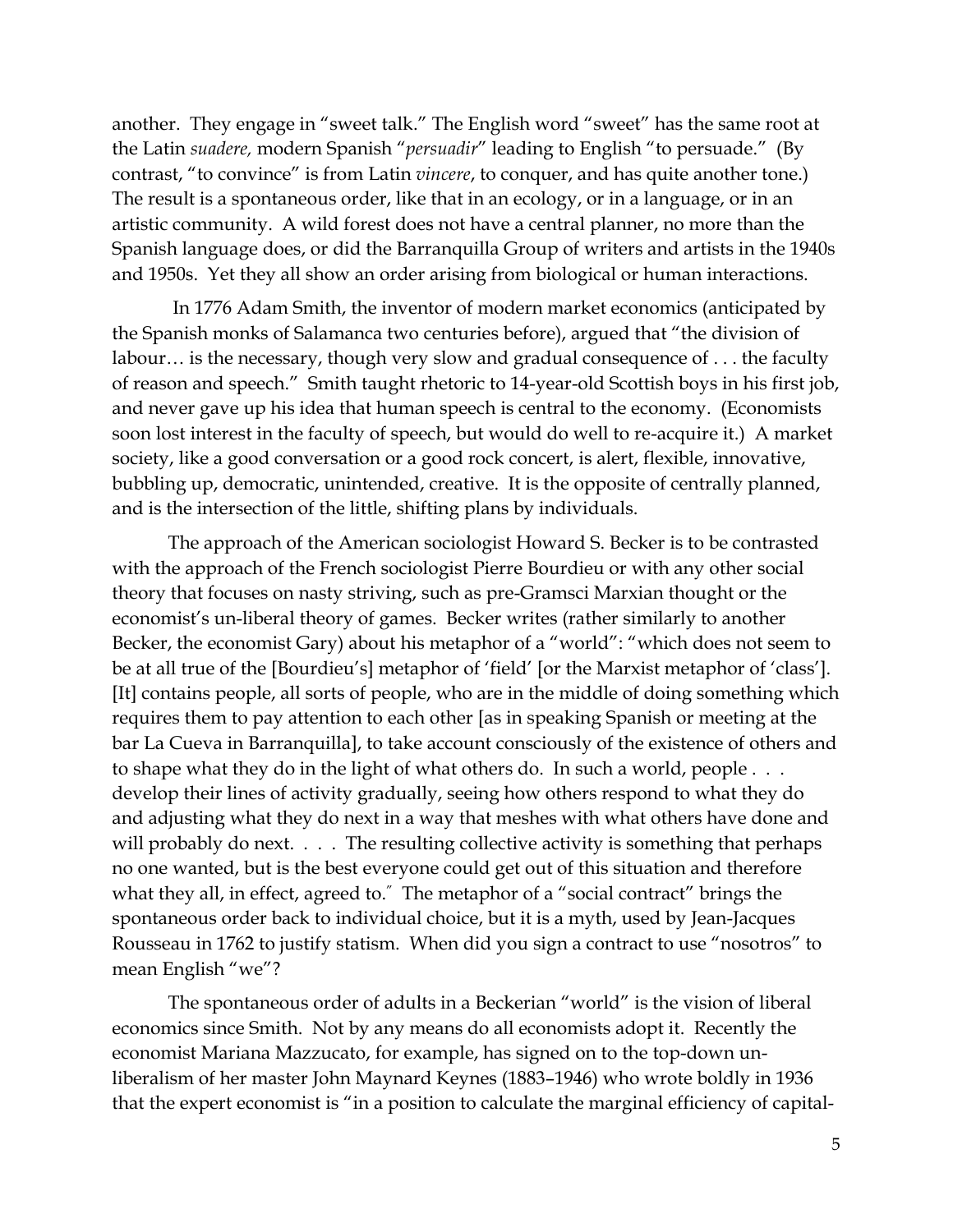another. They engage in "sweet talk." The English word "sweet" has the same root at the Latin *suadere,* modern Spanish "*persuadir*" leading to English "to persuade." (By contrast, "to convince" is from Latin *vincere*, to conquer, and has quite another tone.) The result is a spontaneous order, like that in an ecology, or in a language, or in an artistic community. A wild forest does not have a central planner, no more than the Spanish language does, or did the Barranquilla Group of writers and artists in the 1940s and 1950s. Yet they all show an order arising from biological or human interactions.

In 1776 Adam Smith, the inventor of modern market economics (anticipated by the Spanish monks of Salamanca two centuries before), argued that "the division of labour… is the necessary, though very slow and gradual consequence of . . . the faculty of reason and speech." Smith taught rhetoric to 14-year-old Scottish boys in his first job, and never gave up his idea that human speech is central to the economy. (Economists soon lost interest in the faculty of speech, but would do well to re-acquire it.) A market society, like a good conversation or a good rock concert, is alert, flexible, innovative, bubbling up, democratic, unintended, creative. It is the opposite of centrally planned, and is the intersection of the little, shifting plans by individuals.

The approach of the American sociologist Howard S. Becker is to be contrasted with the approach of the French sociologist Pierre Bourdieu or with any other social theory that focuses on nasty striving, such as pre-Gramsci Marxian thought or the economist's un-liberal theory of games. Becker writes (rather similarly to another Becker, the economist Gary) about his metaphor of a "world": "which does not seem to be at all true of the [Bourdieu's] metaphor of 'field' [or the Marxist metaphor of 'class']. [It] contains people, all sorts of people, who are in the middle of doing something which requires them to pay attention to each other [as in speaking Spanish or meeting at the bar La Cueva in Barranquilla], to take account consciously of the existence of others and to shape what they do in the light of what others do. In such a world, people . . . develop their lines of activity gradually, seeing how others respond to what they do and adjusting what they do next in a way that meshes with what others have done and will probably do next. . . . The resulting collective activity is something that perhaps no one wanted, but is the best everyone could get out of this situation and therefore what they all, in effect, agreed to." The metaphor of a "social contract" brings the spontaneous order back to individual choice, but it is a myth, used by Jean-Jacques Rousseau in 1762 to justify statism. When did you sign a contract to use "nosotros" to mean English "we"?

The spontaneous order of adults in a Beckerian "world" is the vision of liberal economics since Smith. Not by any means do all economists adopt it. Recently the economist Mariana Mazzucato, for example, has signed on to the top-down un-liberalism of her master John Maynard Keynes (1883–1946) who wrote boldly in 1936 that the expert economist is "in a position to calculate the marginal efficiency of capital-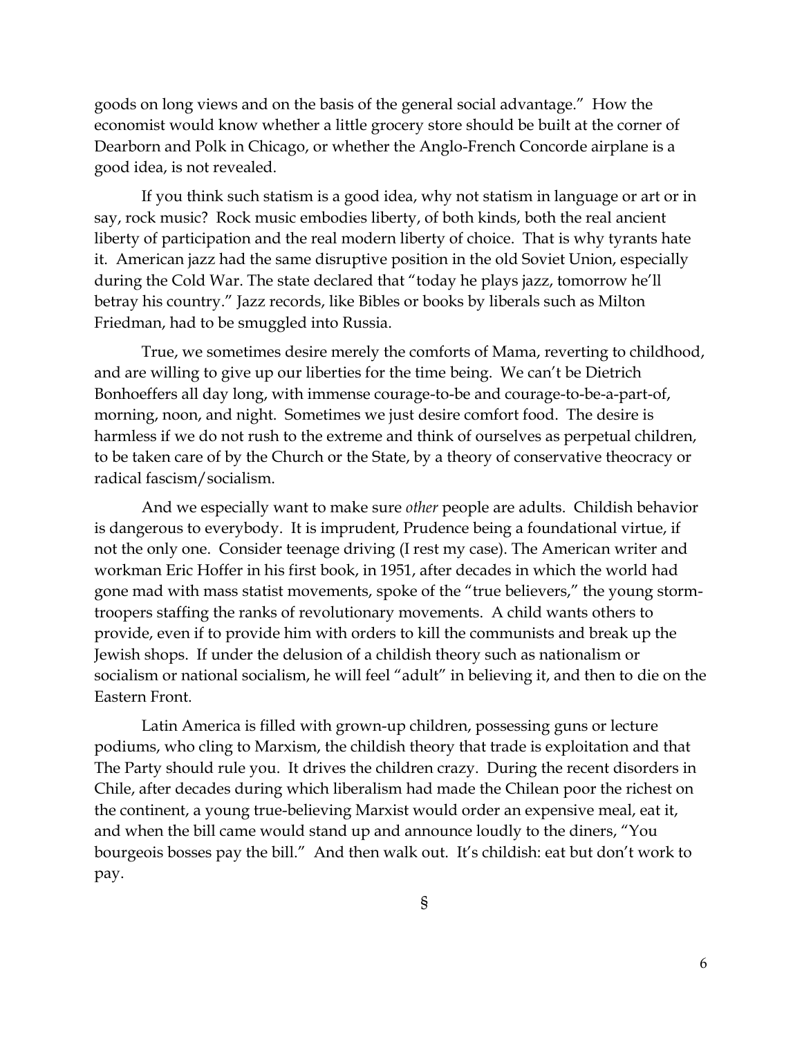goods on long views and on the basis of the general social advantage." How the economist would know whether a little grocery store should be built at the corner of Dearborn and Polk in Chicago, or whether the Anglo-French Concorde airplane is a good idea, is not revealed.

If you think such statism is a good idea, why not statism in language or art or in say, rock music? Rock music embodies liberty, of both kinds, both the real ancient liberty of participation and the real modern liberty of choice. That is why tyrants hate it. American jazz had the same disruptive position in the old Soviet Union, especially during the Cold War. The state declared that "today he plays jazz, tomorrow he'll betray his country." Jazz records, like Bibles or books by liberals such as Milton Friedman, had to be smuggled into Russia.

True, we sometimes desire merely the comforts of Mama, reverting to childhood, and are willing to give up our liberties for the time being. We can't be Dietrich Bonhoeffers all day long, with immense courage-to-be and courage-to-be-a-part-of, morning, noon, and night. Sometimes we just desire comfort food. The desire is harmless if we do not rush to the extreme and think of ourselves as perpetual children, to be taken care of by the Church or the State, by a theory of conservative theocracy or radical fascism/socialism.

And we especially want to make sure *other* people are adults. Childish behavior is dangerous to everybody. It is imprudent, Prudence being a foundational virtue, if not the only one. Consider teenage driving (I rest my case). The American writer and workman Eric Hoffer in his first book, in 1951, after decades in which the world had gone mad with mass statist movements, spoke of the "true believers," the young storm-troopers staffing the ranks of revolutionary movements. A child wants others to provide, even if to provide him with orders to kill the communists and break up the Jewish shops. If under the delusion of a childish theory such as nationalism or socialism or national socialism, he will feel "adult" in believing it, and then to die on the Eastern Front.

Latin America is filled with grown-up children, possessing guns or lecture podiums, who cling to Marxism, the childish theory that trade is exploitation and that The Party should rule you. It drives the children crazy. During the recent disorders in Chile, after decades during which liberalism had made the Chilean poor the richest on the continent, a young true-believing Marxist would order an expensive meal, eat it, and when the bill came would stand up and announce loudly to the diners, "You bourgeois bosses pay the bill." And then walk out. It's childish: eat but don't work to pay.

§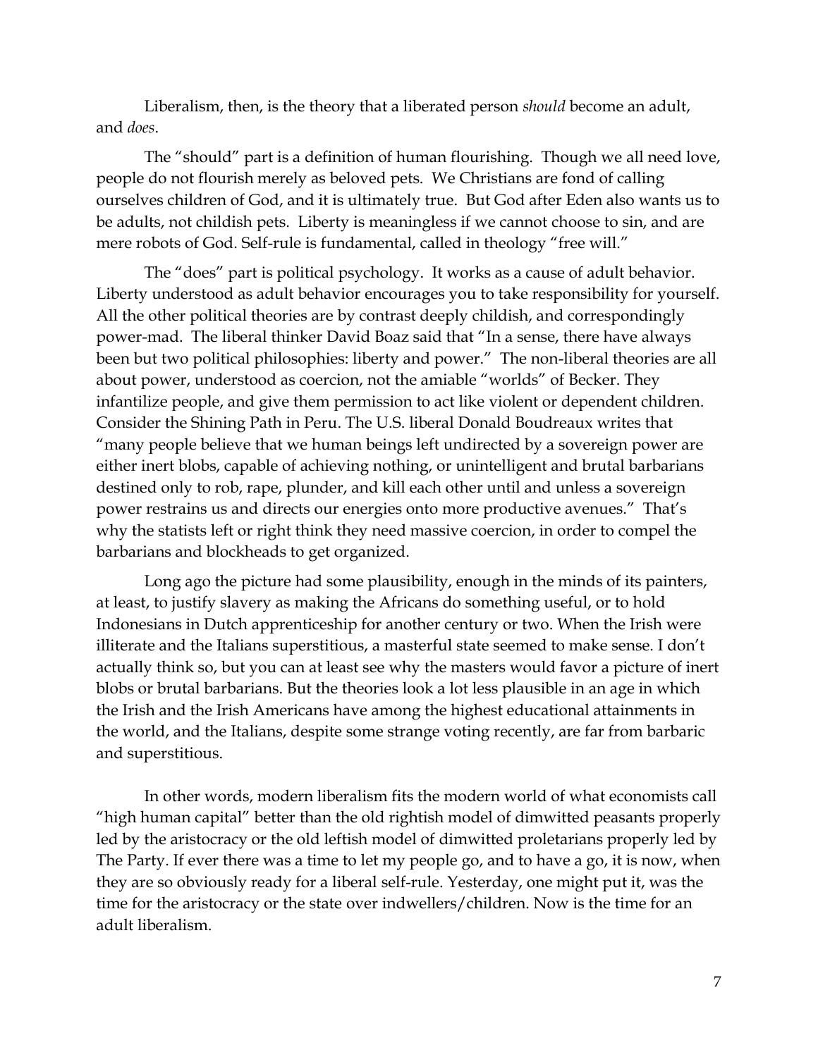Liberalism, then, is the theory that a liberated person *should* become an adult, and *does*.

The "should" part is a definition of human flourishing. Though we all need love, people do not flourish merely as beloved pets. We Christians are fond of calling ourselves children of God, and it is ultimately true. But God after Eden also wants us to be adults, not childish pets. Liberty is meaningless if we cannot choose to sin, and are mere robots of God. Self-rule is fundamental, called in theology "free will."

The "does" part is political psychology. It works as a cause of adult behavior. Liberty understood as adult behavior encourages you to take responsibility for yourself. All the other political theories are by contrast deeply childish, and correspondingly power-mad. The liberal thinker David Boaz said that "In a sense, there have always been but two political philosophies: liberty and power." The non-liberal theories are all about power, understood as coercion, not the amiable "worlds" of Becker. They infantilize people, and give them permission to act like violent or dependent children. Consider the Shining Path in Peru. The U.S. liberal Donald Boudreaux writes that "many people believe that we human beings left undirected by a sovereign power are either inert blobs, capable of achieving nothing, or unintelligent and brutal barbarians destined only to rob, rape, plunder, and kill each other until and unless a sovereign power restrains us and directs our energies onto more productive avenues." That's why the statists left or right think they need massive coercion, in order to compel the barbarians and blockheads to get organized.

Long ago the picture had some plausibility, enough in the minds of its painters, at least, to justify slavery as making the Africans do something useful, or to hold Indonesians in Dutch apprenticeship for another century or two. When the Irish were illiterate and the Italians superstitious, a masterful state seemed to make sense. I don't actually think so, but you can at least see why the masters would favor a picture of inert blobs or brutal barbarians. But the theories look a lot less plausible in an age in which the Irish and the Irish Americans have among the highest educational attainments in the world, and the Italians, despite some strange voting recently, are far from barbaric and superstitious.

In other words, modern liberalism fits the modern world of what economists call "high human capital" better than the old rightish model of dimwitted peasants properly led by the aristocracy or the old leftish model of dimwitted proletarians properly led by The Party. If ever there was a time to let my people go, and to have a go, it is now, when they are so obviously ready for a liberal self-rule. Yesterday, one might put it, was the time for the aristocracy or the state over indwellers/children. Now is the time for an adult liberalism.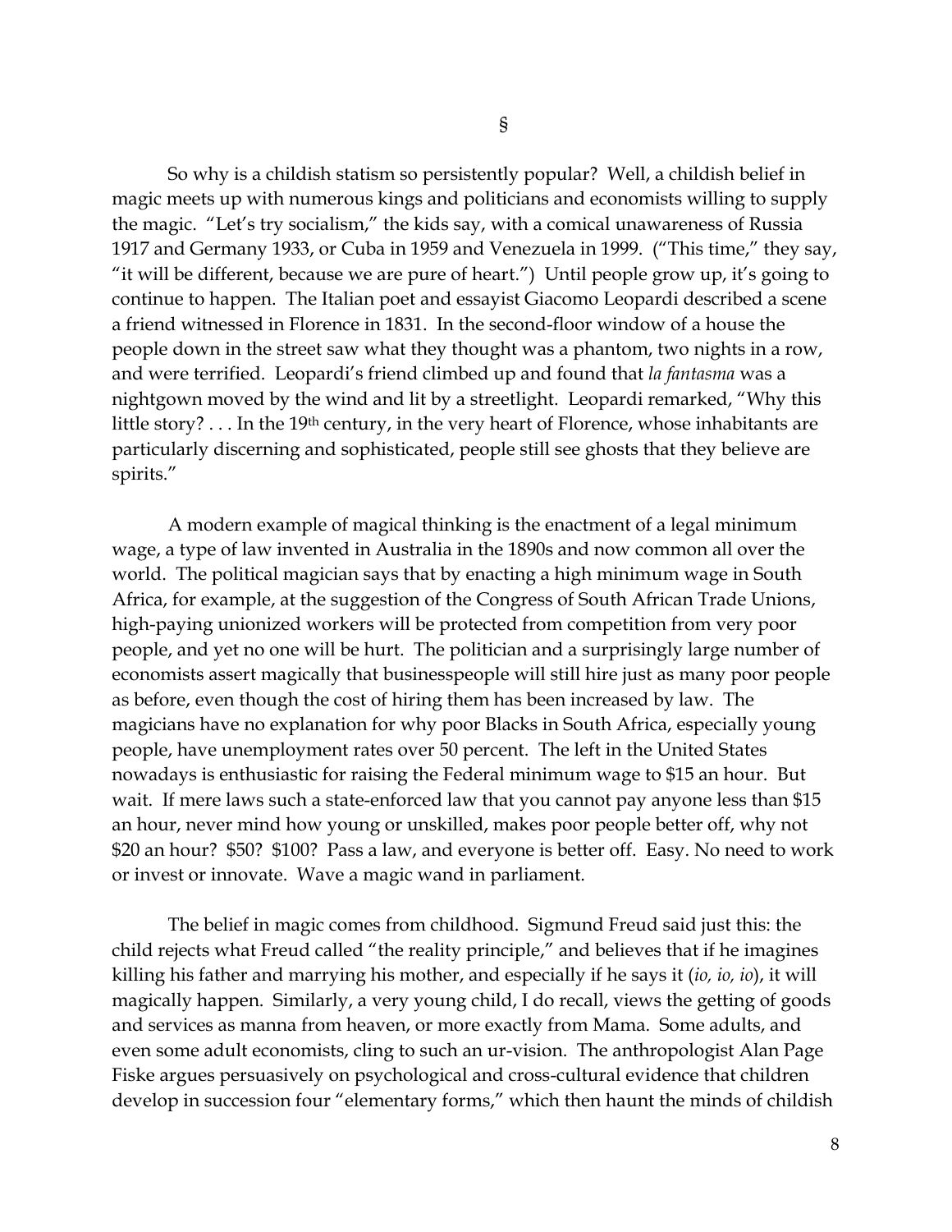§

So why is a childish statism so persistently popular? Well, a childish belief in magic meets up with numerous kings and politicians and economists willing to supply the magic. "Let's try socialism," the kids say, with a comical unawareness of Russia 1917 and Germany 1933, or Cuba in 1959 and Venezuela in 1999. ("This time," they say, "it will be different, because we are pure of heart.") Until people grow up, it's going to continue to happen. The Italian poet and essayist Giacomo Leopardi described a scene a friend witnessed in Florence in 1831. In the second-floor window of a house the people down in the street saw what they thought was a phantom, two nights in a row, and were terrified. Leopardi's friend climbed up and found that *la fantasma* was a nightgown moved by the wind and lit by a streetlight. Leopardi remarked, "Why this little story? . . . In the 19th century, in the very heart of Florence, whose inhabitants are particularly discerning and sophisticated, people still see ghosts that they believe are spirits."

A modern example of magical thinking is the enactment of a legal minimum wage, a type of law invented in Australia in the 1890s and now common all over the world. The political magician says that by enacting a high minimum wage in South Africa, for example, at the suggestion of the Congress of South African Trade Unions, high-paying unionized workers will be protected from competition from very poor people, and yet no one will be hurt. The politician and a surprisingly large number of economists assert magically that businesspeople will still hire just as many poor people as before, even though the cost of hiring them has been increased by law. The magicians have no explanation for why poor Blacks in South Africa, especially young people, have unemployment rates over 50 percent. The left in the United States nowadays is enthusiastic for raising the Federal minimum wage to $15 an hour. But wait. If mere laws such a state-enforced law that you cannot pay anyone less than $15 an hour, never mind how young or unskilled, makes poor people better off, why not $20 an hour? $50? $100? Pass a law, and everyone is better off. Easy. No need to work or invest or innovate. Wave a magic wand in parliament.

The belief in magic comes from childhood. Sigmund Freud said just this: the child rejects what Freud called "the reality principle," and believes that if he imagines killing his father and marrying his mother, and especially if he says it (*io, io, io*), it will magically happen. Similarly, a very young child, I do recall, views the getting of goods and services as manna from heaven, or more exactly from Mama. Some adults, and even some adult economists, cling to such an ur-vision. The anthropologist Alan Page Fiske argues persuasively on psychological and cross-cultural evidence that children develop in succession four "elementary forms," which then haunt the minds of childish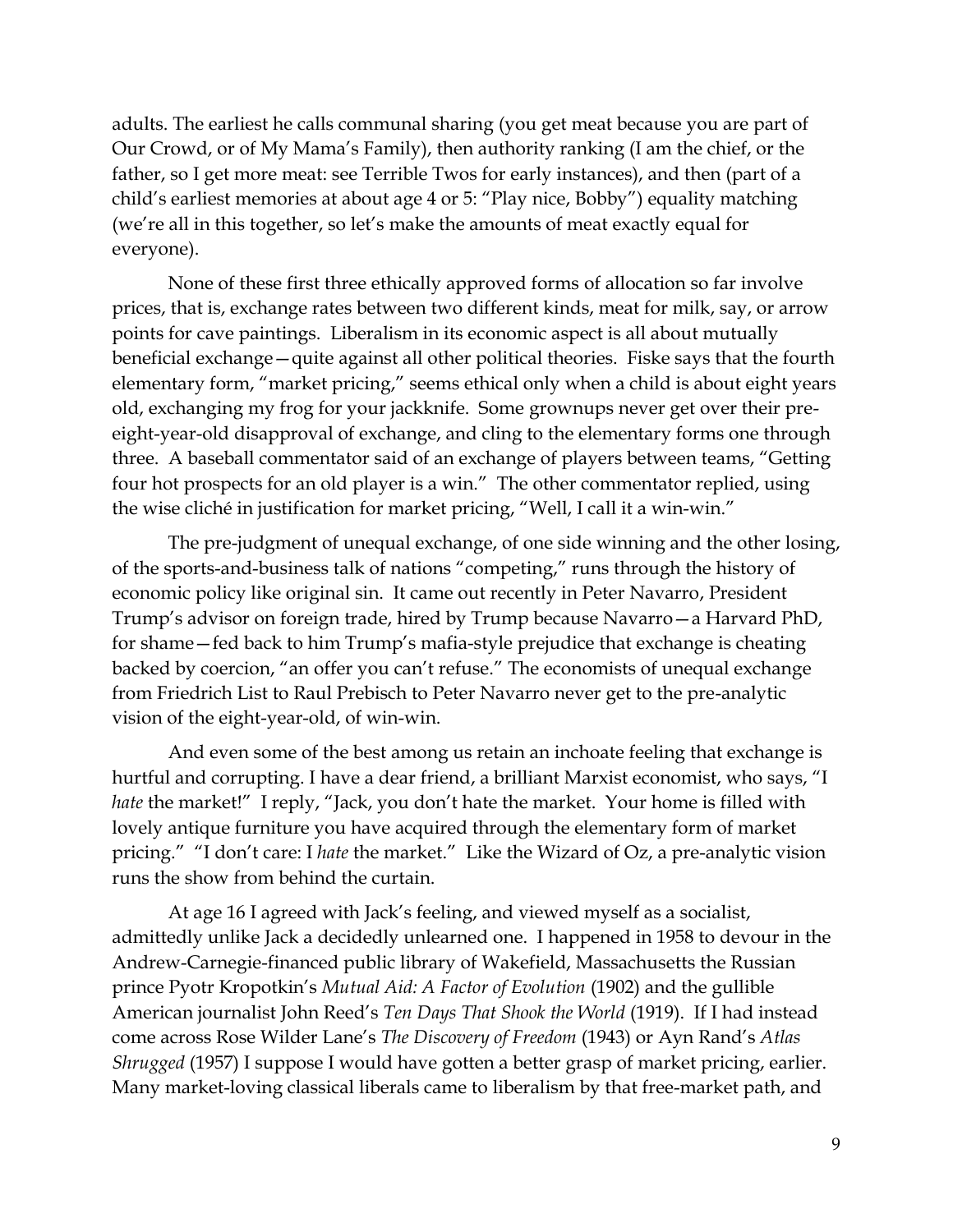adults. The earliest he calls communal sharing (you get meat because you are part of Our Crowd, or of My Mama's Family), then authority ranking (I am the chief, or the father, so I get more meat: see Terrible Twos for early instances), and then (part of a child's earliest memories at about age 4 or 5: "Play nice, Bobby") equality matching (we're all in this together, so let's make the amounts of meat exactly equal for everyone).

None of these first three ethically approved forms of allocation so far involve prices, that is, exchange rates between two different kinds, meat for milk, say, or arrow points for cave paintings. Liberalism in its economic aspect is all about mutually beneficial exchange—quite against all other political theories. Fiske says that the fourth elementary form, "market pricing," seems ethical only when a child is about eight years old, exchanging my frog for your jackknife. Some grownups never get over their pre-eight-year-old disapproval of exchange, and cling to the elementary forms one through three. A baseball commentator said of an exchange of players between teams, "Getting four hot prospects for an old player is a win." The other commentator replied, using the wise cliché in justification for market pricing, "Well, I call it a win-win."

The pre-judgment of unequal exchange, of one side winning and the other losing, of the sports-and-business talk of nations "competing," runs through the history of economic policy like original sin. It came out recently in Peter Navarro, President Trump's advisor on foreign trade, hired by Trump because Navarro—a Harvard PhD, for shame—fed back to him Trump's mafia-style prejudice that exchange is cheating backed by coercion, "an offer you can't refuse." The economists of unequal exchange from Friedrich List to Raul Prebisch to Peter Navarro never get to the pre-analytic vision of the eight-year-old, of win-win.

And even some of the best among us retain an inchoate feeling that exchange is hurtful and corrupting. I have a dear friend, a brilliant Marxist economist, who says, "I *hate* the market!" I reply, "Jack, you don't hate the market. Your home is filled with lovely antique furniture you have acquired through the elementary form of market pricing." "I don't care: I *hate* the market." Like the Wizard of Oz, a pre-analytic vision runs the show from behind the curtain.

At age 16 I agreed with Jack's feeling, and viewed myself as a socialist, admittedly unlike Jack a decidedly unlearned one. I happened in 1958 to devour in the Andrew-Carnegie-financed public library of Wakefield, Massachusetts the Russian prince Pyotr Kropotkin's *Mutual Aid: A Factor of Evolution* (1902) and the gullible American journalist John Reed's *Ten Days That Shook the World* (1919). If I had instead come across Rose Wilder Lane's *The Discovery of Freedom* (1943) or Ayn Rand's *Atlas Shrugged* (1957) I suppose I would have gotten a better grasp of market pricing, earlier. Many market-loving classical liberals came to liberalism by that free-market path, and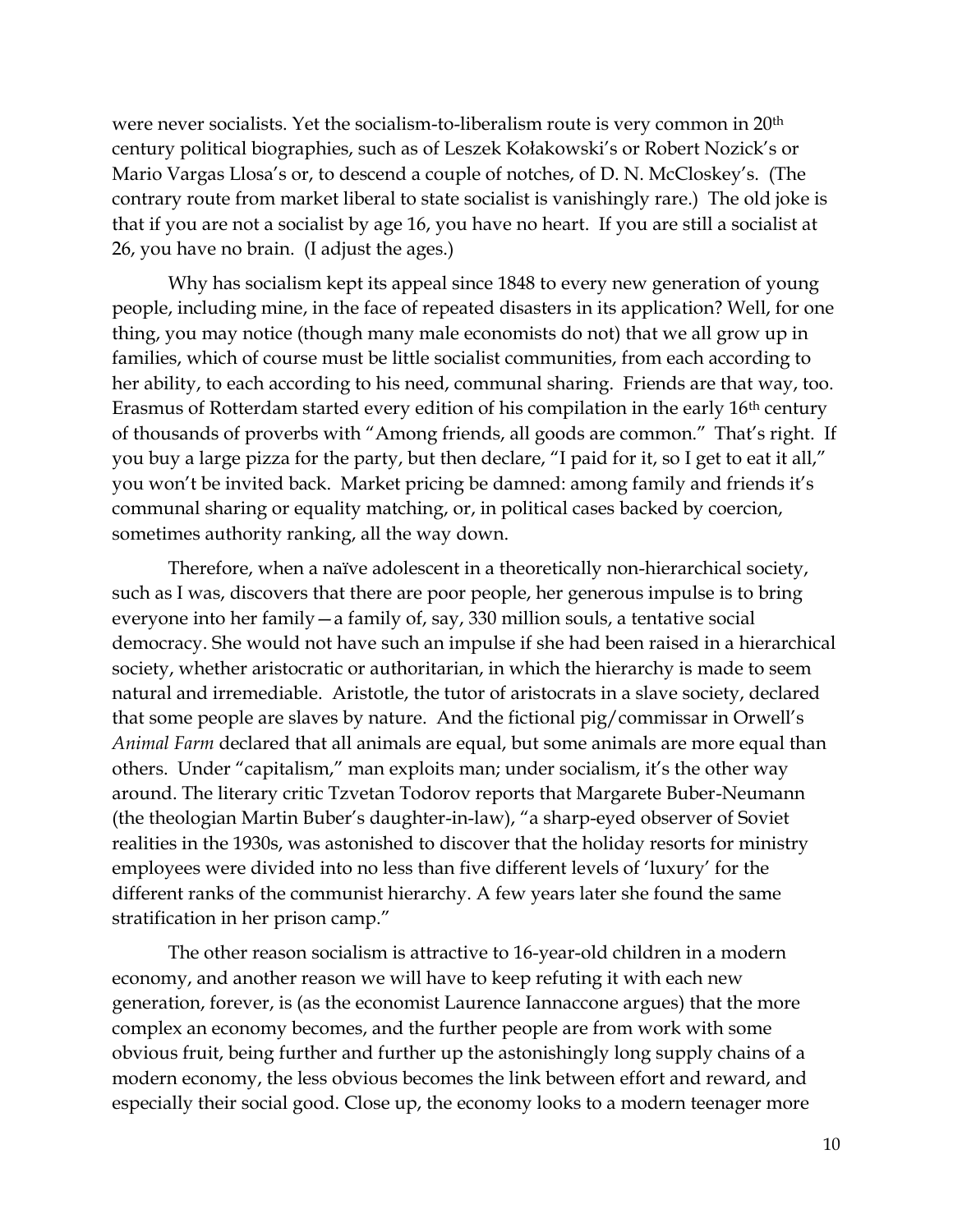were never socialists. Yet the socialism-to-liberalism route is very common in 20th century political biographies, such as of Leszek Kołakowski's or Robert Nozick's or Mario Vargas Llosa's or, to descend a couple of notches, of D. N. McCloskey's. (The contrary route from market liberal to state socialist is vanishingly rare.) The old joke is that if you are not a socialist by age 16, you have no heart. If you are still a socialist at 26, you have no brain. (I adjust the ages.)

Why has socialism kept its appeal since 1848 to every new generation of young people, including mine, in the face of repeated disasters in its application? Well, for one thing, you may notice (though many male economists do not) that we all grow up in families, which of course must be little socialist communities, from each according to her ability, to each according to his need, communal sharing. Friends are that way, too. Erasmus of Rotterdam started every edition of his compilation in the early 16th century of thousands of proverbs with "Among friends, all goods are common." That's right. If you buy a large pizza for the party, but then declare, "I paid for it, so I get to eat it all," you won't be invited back. Market pricing be damned: among family and friends it's communal sharing or equality matching, or, in political cases backed by coercion, sometimes authority ranking, all the way down.

Therefore, when a naïve adolescent in a theoretically non-hierarchical society, such as I was, discovers that there are poor people, her generous impulse is to bring everyone into her family—a family of, say, 330 million souls, a tentative social democracy. She would not have such an impulse if she had been raised in a hierarchical society, whether aristocratic or authoritarian, in which the hierarchy is made to seem natural and irremediable. Aristotle, the tutor of aristocrats in a slave society, declared that some people are slaves by nature. And the fictional pig/commissar in Orwell's *Animal Farm* declared that all animals are equal, but some animals are more equal than others. Under "capitalism," man exploits man; under socialism, it's the other way around. The literary critic Tzvetan Todorov reports that Margarete Buber-Neumann (the theologian Martin Buber's daughter-in-law), "a sharp-eyed observer of Soviet realities in the 1930s, was astonished to discover that the holiday resorts for ministry employees were divided into no less than five different levels of 'luxury' for the different ranks of the communist hierarchy. A few years later she found the same stratification in her prison camp."

The other reason socialism is attractive to 16-year-old children in a modern economy, and another reason we will have to keep refuting it with each new generation, forever, is (as the economist Laurence Iannaccone argues) that the more complex an economy becomes, and the further people are from work with some obvious fruit, being further and further up the astonishingly long supply chains of a modern economy, the less obvious becomes the link between effort and reward, and especially their social good. Close up, the economy looks to a modern teenager more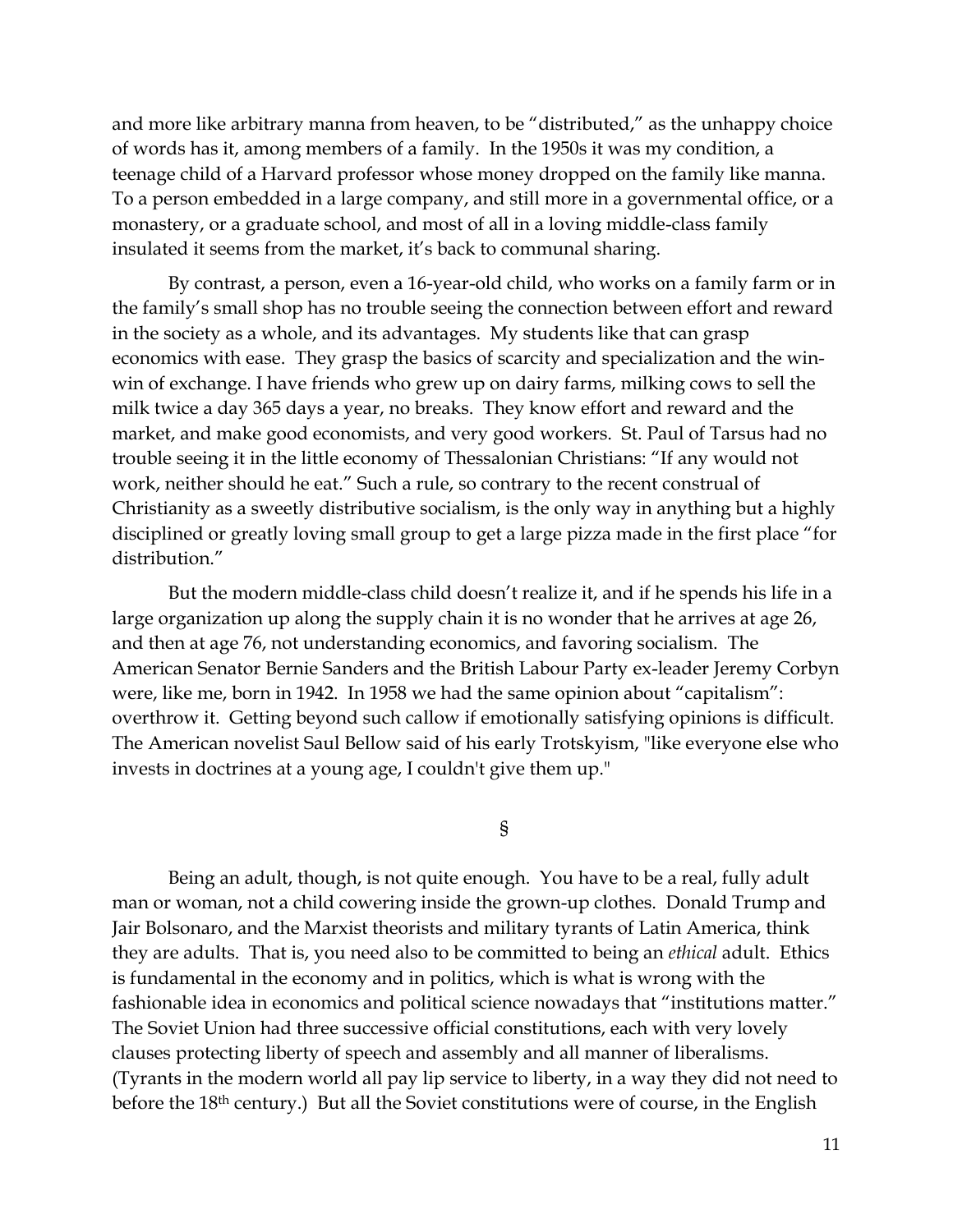and more like arbitrary manna from heaven, to be "distributed," as the unhappy choice of words has it, among members of a family. In the 1950s it was my condition, a teenage child of a Harvard professor whose money dropped on the family like manna. To a person embedded in a large company, and still more in a governmental office, or a monastery, or a graduate school, and most of all in a loving middle-class family insulated it seems from the market, it's back to communal sharing.

By contrast, a person, even a 16-year-old child, who works on a family farm or in the family's small shop has no trouble seeing the connection between effort and reward in the society as a whole, and its advantages. My students like that can grasp economics with ease. They grasp the basics of scarcity and specialization and the win-win of exchange. I have friends who grew up on dairy farms, milking cows to sell the milk twice a day 365 days a year, no breaks. They know effort and reward and the market, and make good economists, and very good workers. St. Paul of Tarsus had no trouble seeing it in the little economy of Thessalonian Christians: "If any would not work, neither should he eat." Such a rule, so contrary to the recent construal of Christianity as a sweetly distributive socialism, is the only way in anything but a highly disciplined or greatly loving small group to get a large pizza made in the first place "for distribution."

But the modern middle-class child doesn't realize it, and if he spends his life in a large organization up along the supply chain it is no wonder that he arrives at age 26, and then at age 76, not understanding economics, and favoring socialism. The American Senator Bernie Sanders and the British Labour Party ex-leader Jeremy Corbyn were, like me, born in 1942. In 1958 we had the same opinion about "capitalism": overthrow it. Getting beyond such callow if emotionally satisfying opinions is difficult. The American novelist Saul Bellow said of his early Trotskyism, "like everyone else who invests in doctrines at a young age, I couldn't give them up."

§

Being an adult, though, is not quite enough. You have to be a real, fully adult man or woman, not a child cowering inside the grown-up clothes. Donald Trump and Jair Bolsonaro, and the Marxist theorists and military tyrants of Latin America, think they are adults. That is, you need also to be committed to being an *ethical* adult. Ethics is fundamental in the economy and in politics, which is what is wrong with the fashionable idea in economics and political science nowadays that "institutions matter." The Soviet Union had three successive official constitutions, each with very lovely clauses protecting liberty of speech and assembly and all manner of liberalisms. (Tyrants in the modern world all pay lip service to liberty, in a way they did not need to before the 18th century.) But all the Soviet constitutions were of course, in the English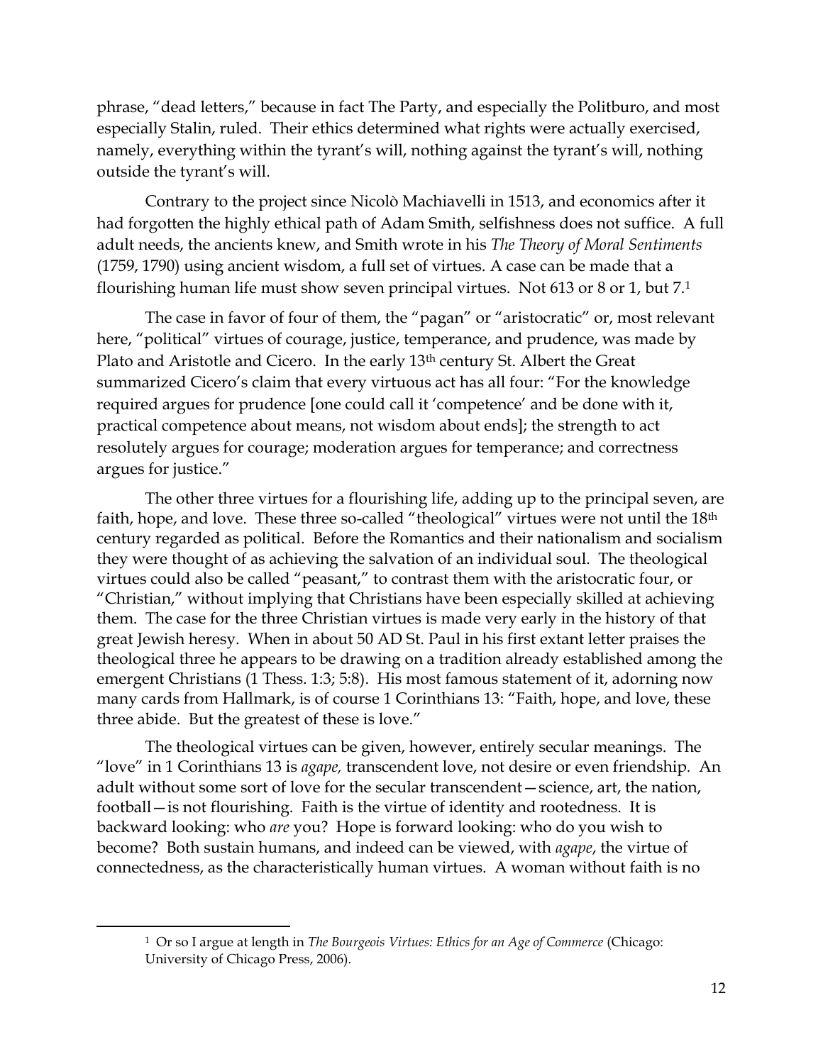phrase, "dead letters," because in fact The Party, and especially the Politburo, and most especially Stalin, ruled. Their ethics determined what rights were actually exercised, namely, everything within the tyrant's will, nothing against the tyrant's will, nothing outside the tyrant's will.

Contrary to the project since Nicolò Machiavelli in 1513, and economics after it had forgotten the highly ethical path of Adam Smith, selfishness does not suffice. A full adult needs, the ancients knew, and Smith wrote in his *The Theory of Moral Sentiments* (1759, 1790) using ancient wisdom, a full set of virtues. A case can be made that a flourishing human life must show seven principal virtues. Not 613 or 8 or 1, but 7.[1]

The case in favor of four of them, the "pagan" or "aristocratic" or, most relevant here, "political" virtues of courage, justice, temperance, and prudence, was made by Plato and Aristotle and Cicero. In the early 13th century St. Albert the Great summarized Cicero's claim that every virtuous act has all four: "For the knowledge required argues for prudence [one could call it 'competence' and be done with it, practical competence about means, not wisdom about ends]; the strength to act resolutely argues for courage; moderation argues for temperance; and correctness argues for justice."

The other three virtues for a flourishing life, adding up to the principal seven, are faith, hope, and love. These three so-called "theological" virtues were not until the 18th century regarded as political. Before the Romantics and their nationalism and socialism they were thought of as achieving the salvation of an individual soul. The theological virtues could also be called "peasant," to contrast them with the aristocratic four, or "Christian," without implying that Christians have been especially skilled at achieving them. The case for the three Christian virtues is made very early in the history of that great Jewish heresy. When in about 50 AD St. Paul in his first extant letter praises the theological three he appears to be drawing on a tradition already established among the emergent Christians (1 Thess. 1:3; 5:8). His most famous statement of it, adorning now many cards from Hallmark, is of course 1 Corinthians 13: "Faith, hope, and love, these three abide. But the greatest of these is love."

The theological virtues can be given, however, entirely secular meanings. The "love" in 1 Corinthians 13 is *agape,* transcendent love, not desire or even friendship. An adult without some sort of love for the secular transcendent—science, art, the nation, football—is not flourishing. Faith is the virtue of identity and rootedness. It is backward looking: who *are* you? Hope is forward looking: who do you wish to become? Both sustain humans, and indeed can be viewed, with *agape*, the virtue of connectedness, as the characteristically human virtues. A woman without faith is no

[1] Or so I argue at length in *The Bourgeois Virtues: Ethics for an Age of Commerce* (Chicago: University of Chicago Press, 2006).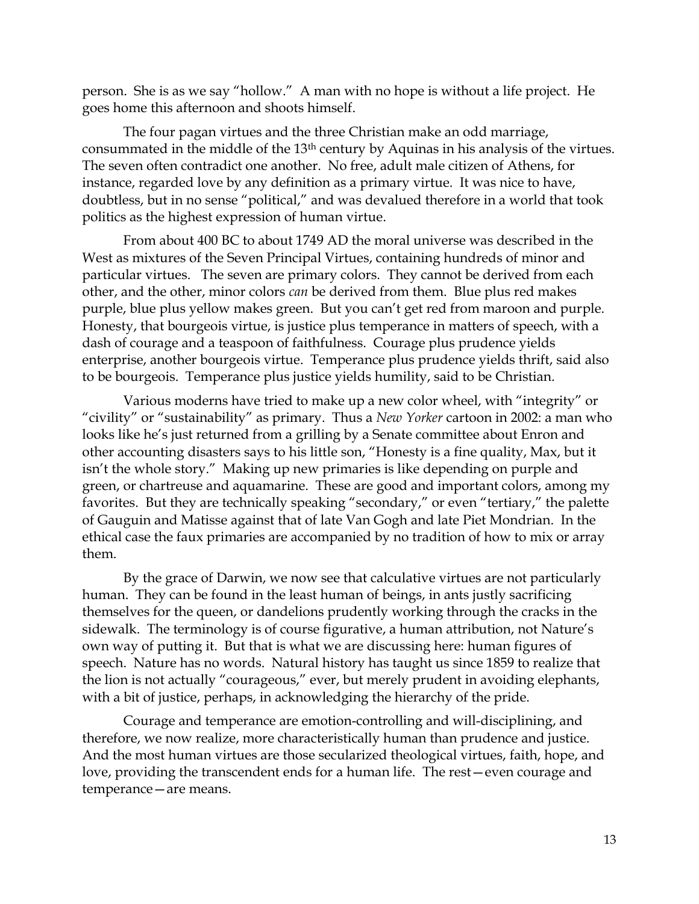person. She is as we say "hollow." A man with no hope is without a life project. He goes home this afternoon and shoots himself.

The four pagan virtues and the three Christian make an odd marriage, consummated in the middle of the 13th century by Aquinas in his analysis of the virtues. The seven often contradict one another. No free, adult male citizen of Athens, for instance, regarded love by any definition as a primary virtue. It was nice to have, doubtless, but in no sense "political," and was devalued therefore in a world that took politics as the highest expression of human virtue.

From about 400 BC to about 1749 AD the moral universe was described in the West as mixtures of the Seven Principal Virtues, containing hundreds of minor and particular virtues. The seven are primary colors. They cannot be derived from each other, and the other, minor colors *can* be derived from them. Blue plus red makes purple, blue plus yellow makes green. But you can't get red from maroon and purple. Honesty, that bourgeois virtue, is justice plus temperance in matters of speech, with a dash of courage and a teaspoon of faithfulness. Courage plus prudence yields enterprise, another bourgeois virtue. Temperance plus prudence yields thrift, said also to be bourgeois. Temperance plus justice yields humility, said to be Christian.

Various moderns have tried to make up a new color wheel, with "integrity" or "civility" or "sustainability" as primary. Thus a *New Yorker* cartoon in 2002: a man who looks like he's just returned from a grilling by a Senate committee about Enron and other accounting disasters says to his little son, "Honesty is a fine quality, Max, but it isn't the whole story." Making up new primaries is like depending on purple and green, or chartreuse and aquamarine. These are good and important colors, among my favorites. But they are technically speaking "secondary," or even "tertiary," the palette of Gauguin and Matisse against that of late Van Gogh and late Piet Mondrian. In the ethical case the faux primaries are accompanied by no tradition of how to mix or array them.

By the grace of Darwin, we now see that calculative virtues are not particularly human. They can be found in the least human of beings, in ants justly sacrificing themselves for the queen, or dandelions prudently working through the cracks in the sidewalk. The terminology is of course figurative, a human attribution, not Nature's own way of putting it. But that is what we are discussing here: human figures of speech. Nature has no words. Natural history has taught us since 1859 to realize that the lion is not actually "courageous," ever, but merely prudent in avoiding elephants, with a bit of justice, perhaps, in acknowledging the hierarchy of the pride.

Courage and temperance are emotion-controlling and will-disciplining, and therefore, we now realize, more characteristically human than prudence and justice. And the most human virtues are those secularized theological virtues, faith, hope, and love, providing the transcendent ends for a human life. The rest—even courage and temperance—are means.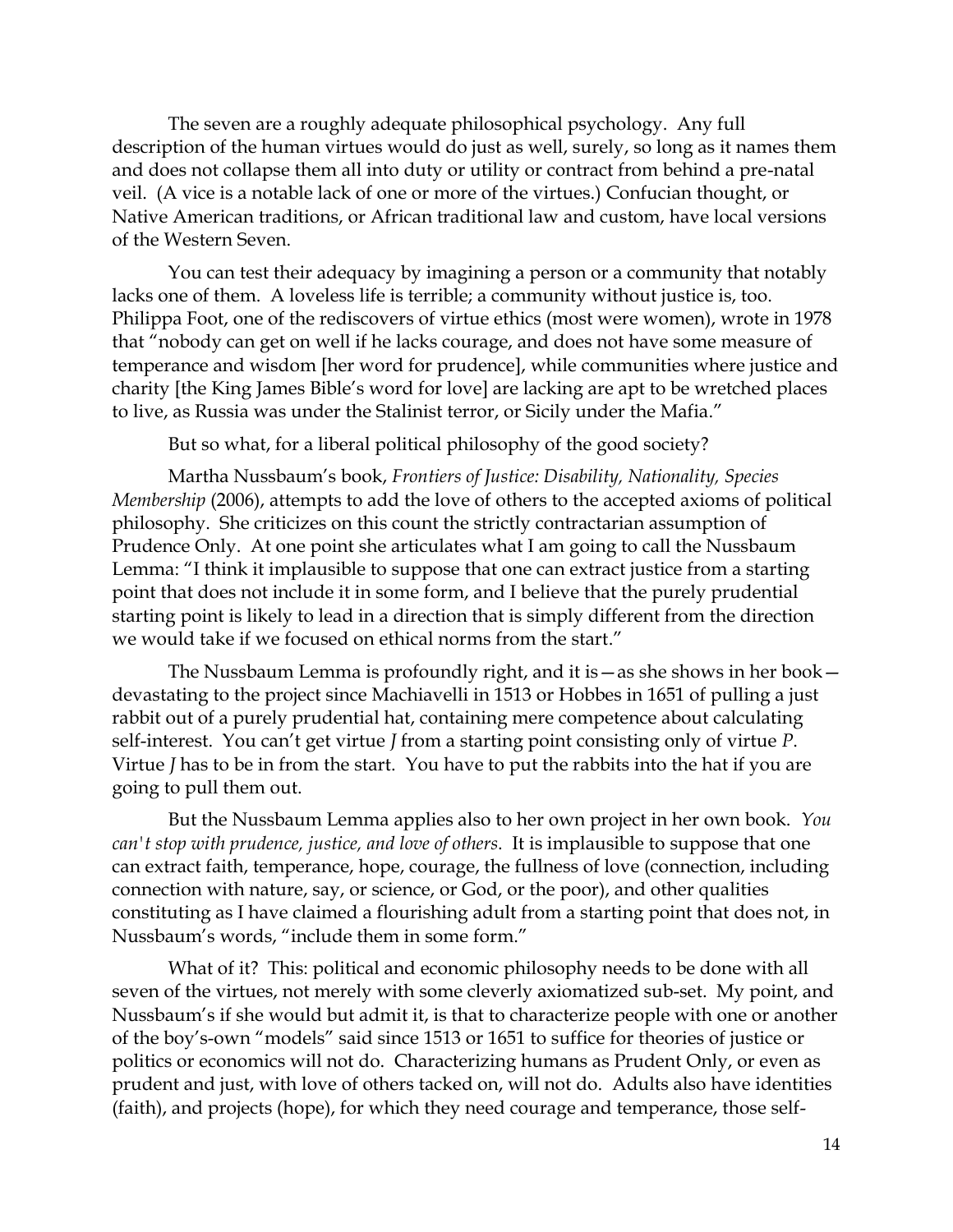The seven are a roughly adequate philosophical psychology. Any full description of the human virtues would do just as well, surely, so long as it names them and does not collapse them all into duty or utility or contract from behind a pre-natal veil. (A vice is a notable lack of one or more of the virtues.) Confucian thought, or Native American traditions, or African traditional law and custom, have local versions of the Western Seven.

You can test their adequacy by imagining a person or a community that notably lacks one of them. A loveless life is terrible; a community without justice is, too. Philippa Foot, one of the rediscovers of virtue ethics (most were women), wrote in 1978 that "nobody can get on well if he lacks courage, and does not have some measure of temperance and wisdom [her word for prudence], while communities where justice and charity [the King James Bible's word for love] are lacking are apt to be wretched places to live, as Russia was under the Stalinist terror, or Sicily under the Mafia."

But so what, for a liberal political philosophy of the good society?

Martha Nussbaum's book, *Frontiers of Justice: Disability, Nationality, Species Membership* (2006), attempts to add the love of others to the accepted axioms of political philosophy. She criticizes on this count the strictly contractarian assumption of Prudence Only. At one point she articulates what I am going to call the Nussbaum Lemma: "I think it implausible to suppose that one can extract justice from a starting point that does not include it in some form, and I believe that the purely prudential starting point is likely to lead in a direction that is simply different from the direction we would take if we focused on ethical norms from the start."

The Nussbaum Lemma is profoundly right, and it is—as she shows in her book—devastating to the project since Machiavelli in 1513 or Hobbes in 1651 of pulling a just rabbit out of a purely prudential hat, containing mere competence about calculating self-interest. You can't get virtue *J* from a starting point consisting only of virtue *P*. Virtue *J* has to be in from the start. You have to put the rabbits into the hat if you are going to pull them out.

But the Nussbaum Lemma applies also to her own project in her own book. *You can't stop with prudence, justice, and love of others*. It is implausible to suppose that one can extract faith, temperance, hope, courage, the fullness of love (connection, including connection with nature, say, or science, or God, or the poor), and other qualities constituting as I have claimed a flourishing adult from a starting point that does not, in Nussbaum's words, "include them in some form."

What of it? This: political and economic philosophy needs to be done with all seven of the virtues, not merely with some cleverly axiomatized sub-set. My point, and Nussbaum's if she would but admit it, is that to characterize people with one or another of the boy's-own "models" said since 1513 or 1651 to suffice for theories of justice or politics or economics will not do. Characterizing humans as Prudent Only, or even as prudent and just, with love of others tacked on, will not do. Adults also have identities (faith), and projects (hope), for which they need courage and temperance, those self-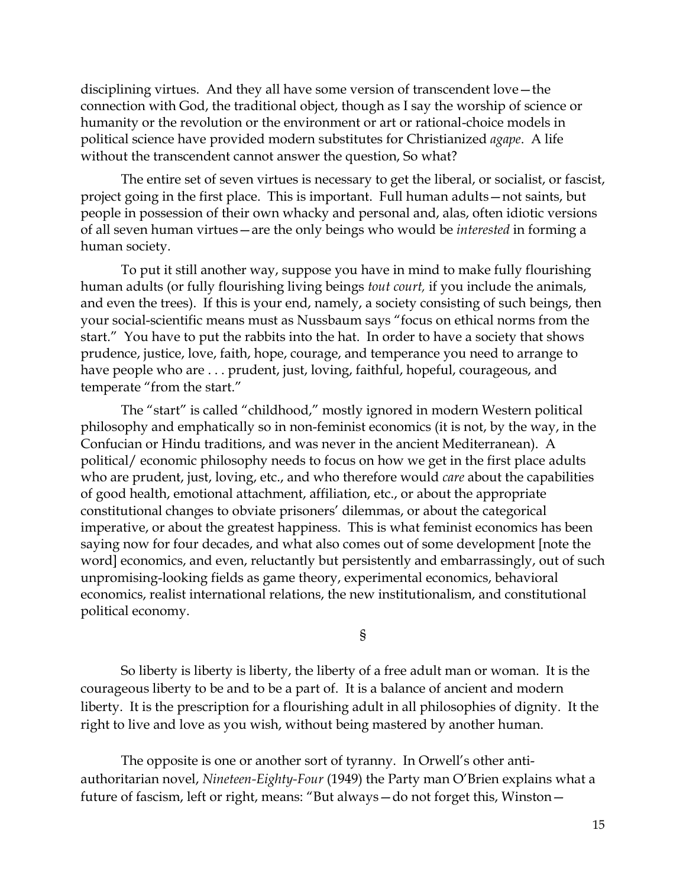disciplining virtues. And they all have some version of transcendent love—the connection with God, the traditional object, though as I say the worship of science or humanity or the revolution or the environment or art or rational-choice models in political science have provided modern substitutes for Christianized *agape*. A life without the transcendent cannot answer the question, So what?

The entire set of seven virtues is necessary to get the liberal, or socialist, or fascist, project going in the first place. This is important. Full human adults—not saints, but people in possession of their own whacky and personal and, alas, often idiotic versions of all seven human virtues—are the only beings who would be *interested* in forming a human society.

To put it still another way, suppose you have in mind to make fully flourishing human adults (or fully flourishing living beings *tout court,* if you include the animals, and even the trees). If this is your end, namely, a society consisting of such beings, then your social-scientific means must as Nussbaum says "focus on ethical norms from the start." You have to put the rabbits into the hat. In order to have a society that shows prudence, justice, love, faith, hope, courage, and temperance you need to arrange to have people who are . . . prudent, just, loving, faithful, hopeful, courageous, and temperate "from the start."

The "start" is called "childhood," mostly ignored in modern Western political philosophy and emphatically so in non-feminist economics (it is not, by the way, in the Confucian or Hindu traditions, and was never in the ancient Mediterranean). A political/ economic philosophy needs to focus on how we get in the first place adults who are prudent, just, loving, etc., and who therefore would *care* about the capabilities of good health, emotional attachment, affiliation, etc., or about the appropriate constitutional changes to obviate prisoners' dilemmas, or about the categorical imperative, or about the greatest happiness. This is what feminist economics has been saying now for four decades, and what also comes out of some development [note the word] economics, and even, reluctantly but persistently and embarrassingly, out of such unpromising-looking fields as game theory, experimental economics, behavioral economics, realist international relations, the new institutionalism, and constitutional political economy.

§

So liberty is liberty is liberty, the liberty of a free adult man or woman. It is the courageous liberty to be and to be a part of. It is a balance of ancient and modern liberty. It is the prescription for a flourishing adult in all philosophies of dignity. It the right to live and love as you wish, without being mastered by another human.

The opposite is one or another sort of tyranny. In Orwell's other anti-authoritarian novel, *Nineteen-Eighty-Four* (1949) the Party man O'Brien explains what a future of fascism, left or right, means: "But always—do not forget this, Winston—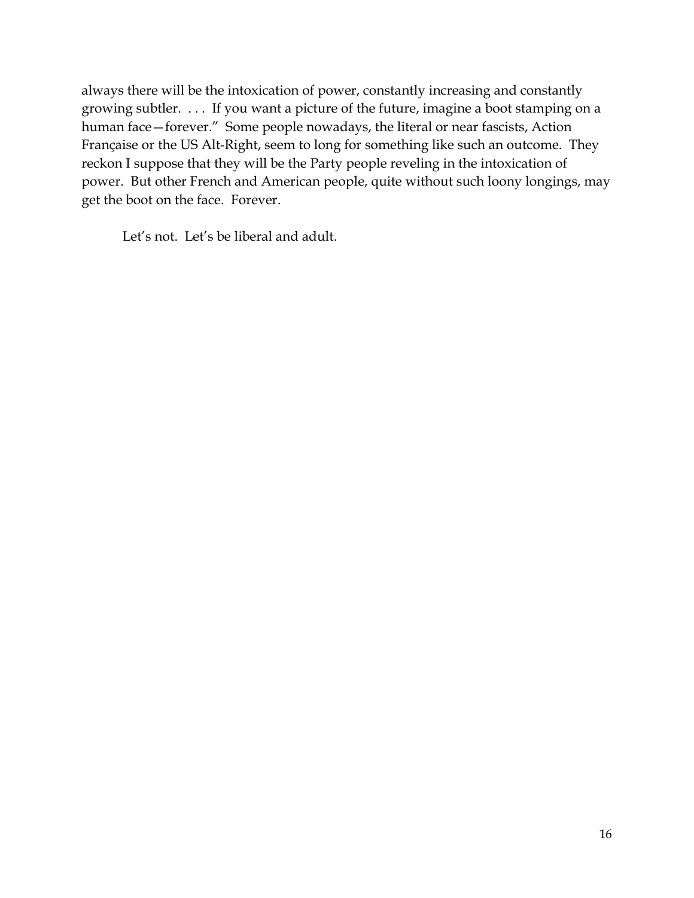always there will be the intoxication of power, constantly increasing and constantly growing subtler. . . . If you want a picture of the future, imagine a boot stamping on a human face—forever." Some people nowadays, the literal or near fascists, Action Française or the US Alt-Right, seem to long for something like such an outcome. They reckon I suppose that they will be the Party people reveling in the intoxication of power. But other French and American people, quite without such loony longings, may get the boot on the face. Forever.

Let's not. Let's be liberal and adult.